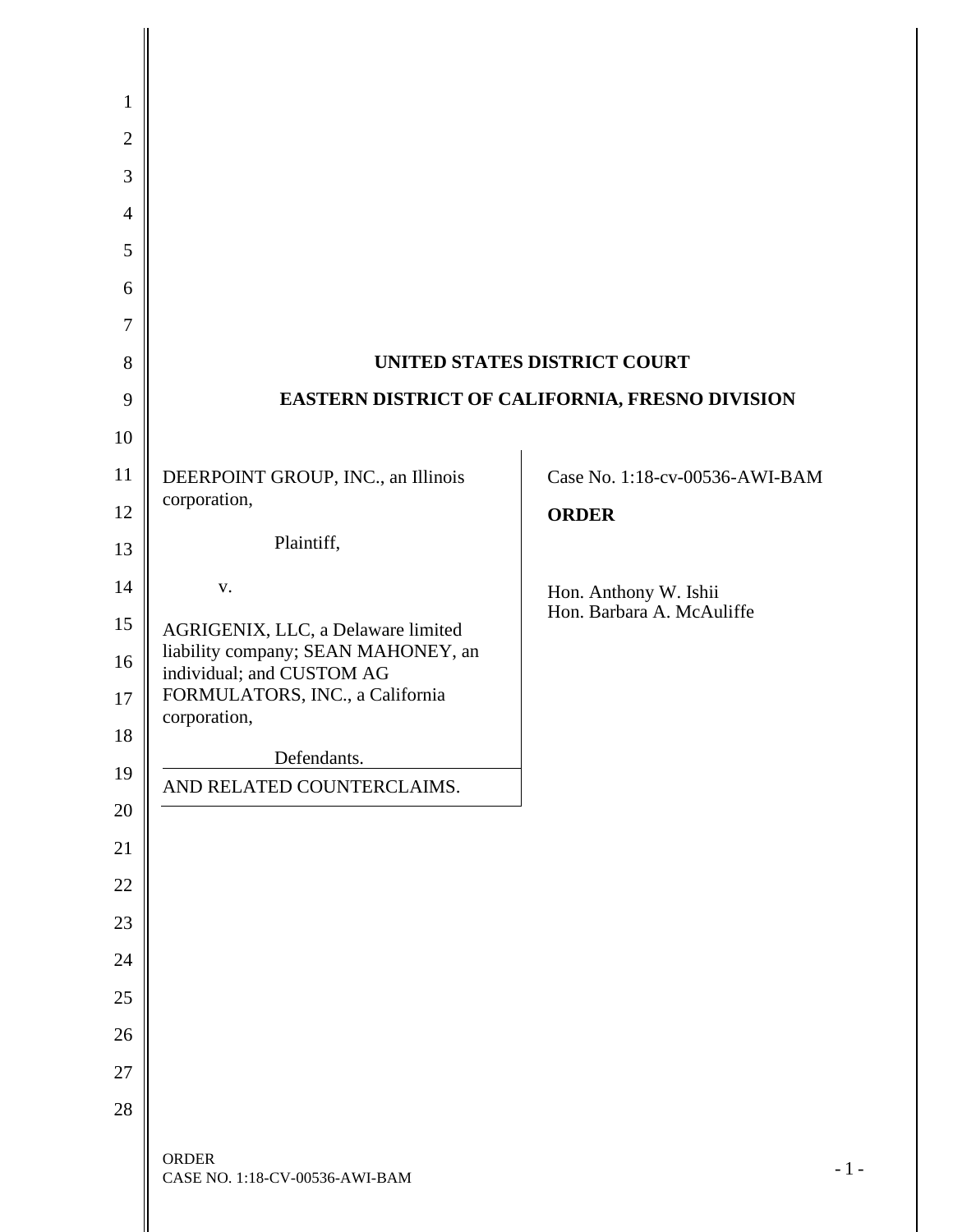**UNITED STATES DISTRICT COURT**

**EASTERN DISTRICT OF CALIFORNIA, FRESNO DIVISION**

| | |
|---|---|
| DEERPOINT GROUP, INC., an Illinois corporation,<br><br>Plaintiff,<br><br>v.<br><br>AGRIGENIX, LLC, a Delaware limited liability company; SEAN MAHONEY, an individual; and CUSTOM AG FORMULATORS, INC., a California corporation,<br><br>Defendants.<br><br>AND RELATED COUNTERCLAIMS. | Case No. 1:18-cv-00536-AWI-BAM<br><br>**ORDER**<br><br>Hon. Anthony W. Ishii<br>Hon. Barbara A. McAuliffe |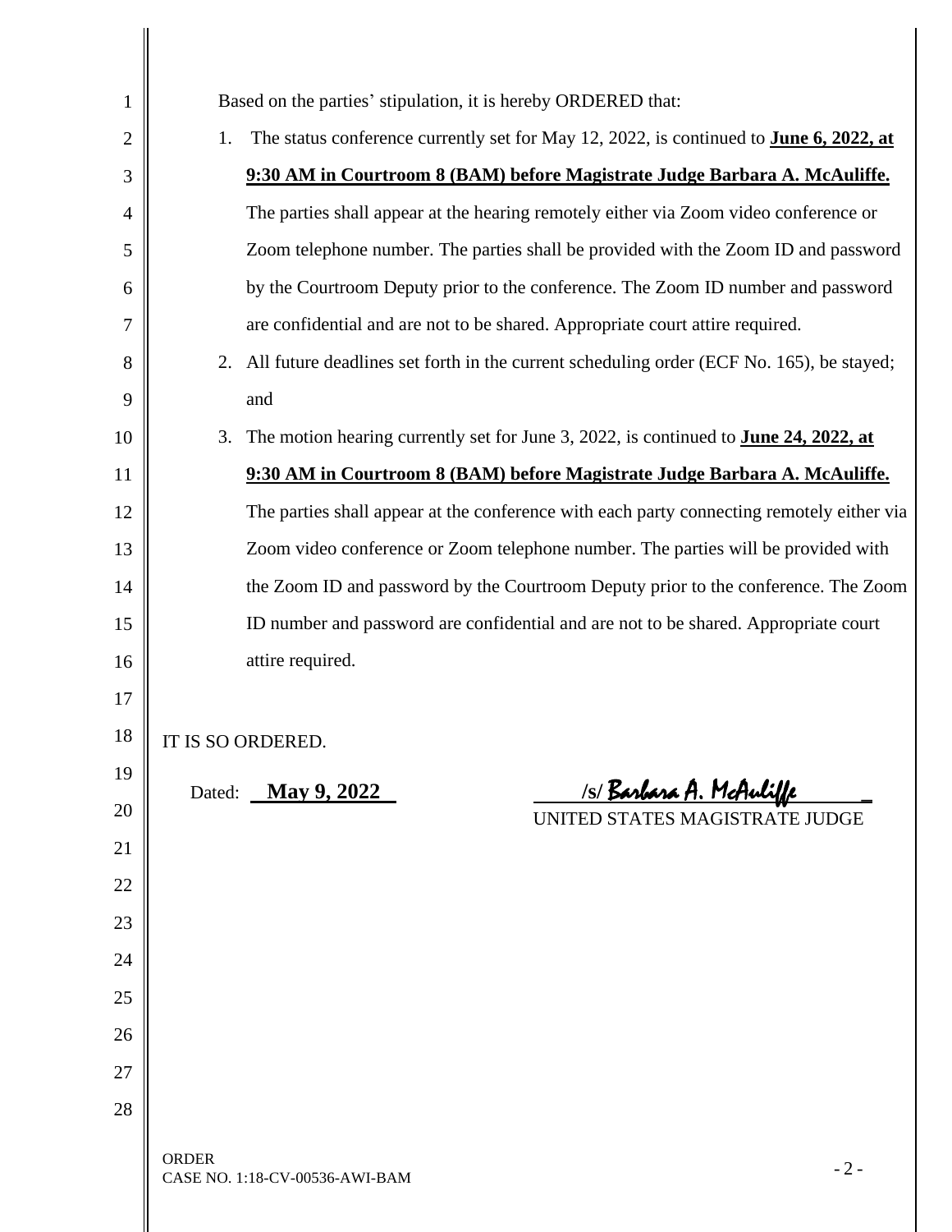Based on the parties' stipulation, it is hereby ORDERED that:

1. The status conference currently set for May 12, 2022, is continued to **June 6, 2022, at 9:30 AM in Courtroom 8 (BAM) before Magistrate Judge Barbara A. McAuliffe.** The parties shall appear at the hearing remotely either via Zoom video conference or Zoom telephone number. The parties shall be provided with the Zoom ID and password by the Courtroom Deputy prior to the conference. The Zoom ID number and password are confidential and are not to be shared. Appropriate court attire required.
2. All future deadlines set forth in the current scheduling order (ECF No. 165), be stayed; and
3. The motion hearing currently set for June 3, 2022, is continued to **June 24, 2022, at 9:30 AM in Courtroom 8 (BAM) before Magistrate Judge Barbara A. McAuliffe.** The parties shall appear at the conference with each party connecting remotely either via Zoom video conference or Zoom telephone number. The parties will be provided with the Zoom ID and password by the Courtroom Deputy prior to the conference. The Zoom ID number and password are confidential and are not to be shared. Appropriate court attire required.

IT IS SO ORDERED.

Dated: **May 9, 2022**

/s/ Barbara A. McAuliffe
UNITED STATES MAGISTRATE JUDGE

ORDER
CASE NO. 1:18-CV-00536-AWI-BAM